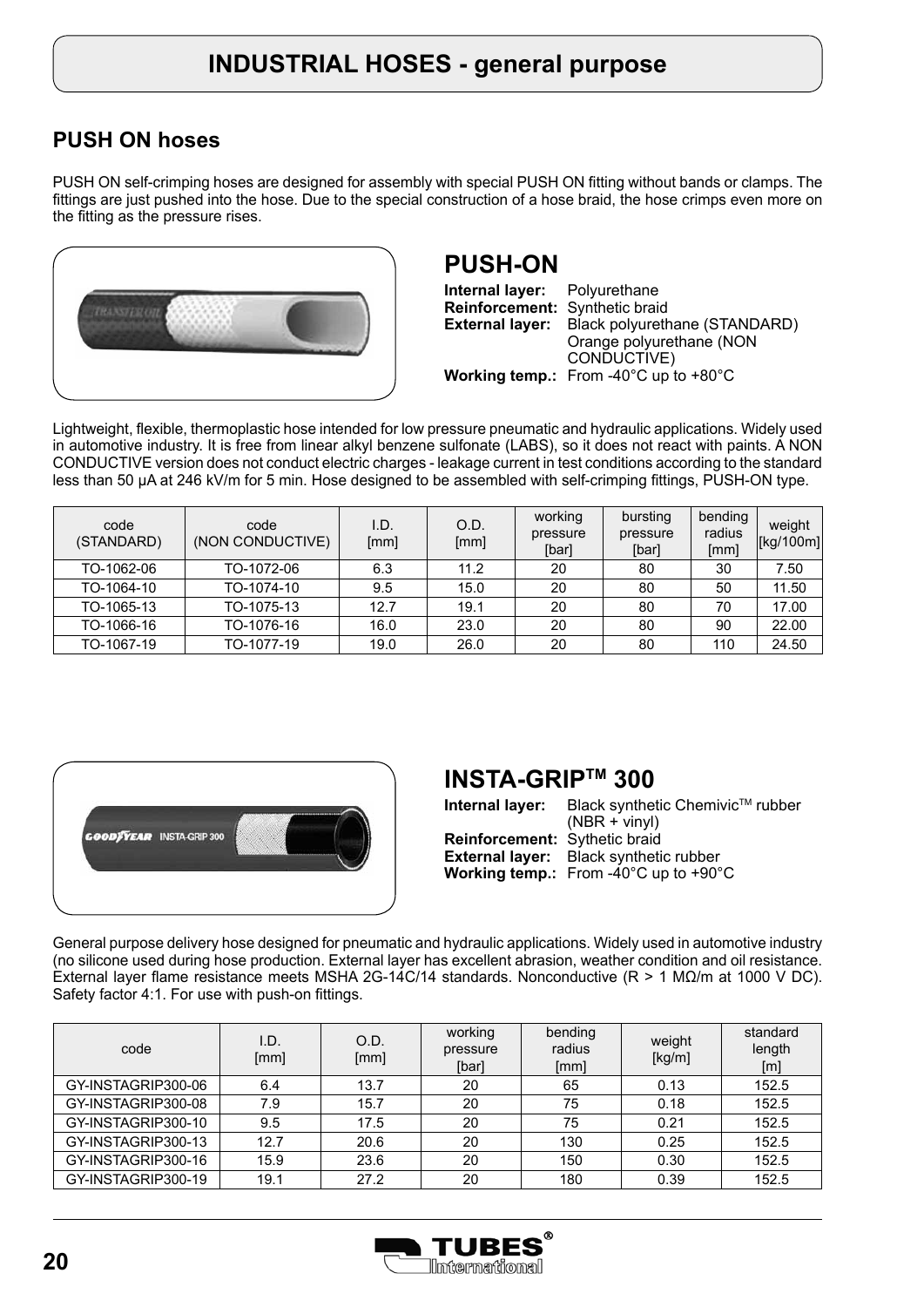# INDUSTRIAL HOSES - general purpose

## PUSH ON hoses

PUSH ON self-crimping hoses are designed for assembly with special PUSH ON fitting without bands or clamps. The fittings are just pushed into the hose. Due to the special construction of a hose braid, the hose crimps even more on the fitting as the pressure rises.

## PUSH-ON

**Internal layer:** Polyurethane
**Reinforcement:** Synthetic braid
**External layer:** Black polyurethane (STANDARD)
Orange polyurethane (NON CONDUCTIVE)
**Working temp.:** From -40°C up to +80°C

Lightweight, flexible, thermoplastic hose intended for low pressure pneumatic and hydraulic applications. Widely used in automotive industry. It is free from linear alkyl benzene sulfonate (LABS), so it does not react with paints. A NON CONDUCTIVE version does not conduct electric charges - leakage current in test conditions according to the standard less than 50 μA at 246 kV/m for 5 min. Hose designed to be assembled with self-crimping fittings, PUSH-ON type.

| code (STANDARD) | code (NON CONDUCTIVE) | I.D. [mm] | O.D. [mm] | working pressure [bar] | bursting pressure [bar] | bending radius [mm] | weight [kg/100m] |
|---|---|---|---|---|---|---|---|
| TO-1062-06 | TO-1072-06 | 6.3 | 11.2 | 20 | 80 | 30 | 7.50 |
| TO-1064-10 | TO-1074-10 | 9.5 | 15.0 | 20 | 80 | 50 | 11.50 |
| TO-1065-13 | TO-1075-13 | 12.7 | 19.1 | 20 | 80 | 70 | 17.00 |
| TO-1066-16 | TO-1076-16 | 16.0 | 23.0 | 20 | 80 | 90 | 22.00 |
| TO-1067-19 | TO-1077-19 | 19.0 | 26.0 | 20 | 80 | 110 | 24.50 |

## INSTA-GRIP™ 300

**Internal layer:** Black synthetic Chemivic™ rubber (NBR + vinyl)
**Reinforcement:** Sythetic braid
**External layer:** Black synthetic rubber
**Working temp.:** From -40°C up to +90°C

General purpose delivery hose designed for pneumatic and hydraulic applications. Widely used in automotive industry (no silicone used during hose production. External layer has excellent abrasion, weather condition and oil resistance. External layer flame resistance meets MSHA 2G-14C/14 standards. Nonconductive (R > 1 MΩ/m at 1000 V DC). Safety factor 4:1. For use with push-on fittings.

| code | I.D. [mm] | O.D. [mm] | working pressure [bar] | bending radius [mm] | weight [kg/m] | standard length [m] |
|---|---|---|---|---|---|---|
| GY-INSTAGRIP300-06 | 6.4 | 13.7 | 20 | 65 | 0.13 | 152.5 |
| GY-INSTAGRIP300-08 | 7.9 | 15.7 | 20 | 75 | 0.18 | 152.5 |
| GY-INSTAGRIP300-10 | 9.5 | 17.5 | 20 | 75 | 0.21 | 152.5 |
| GY-INSTAGRIP300-13 | 12.7 | 20.6 | 20 | 130 | 0.25 | 152.5 |
| GY-INSTAGRIP300-16 | 15.9 | 23.6 | 20 | 150 | 0.30 | 152.5 |
| GY-INSTAGRIP300-19 | 19.1 | 27.2 | 20 | 180 | 0.39 | 152.5 |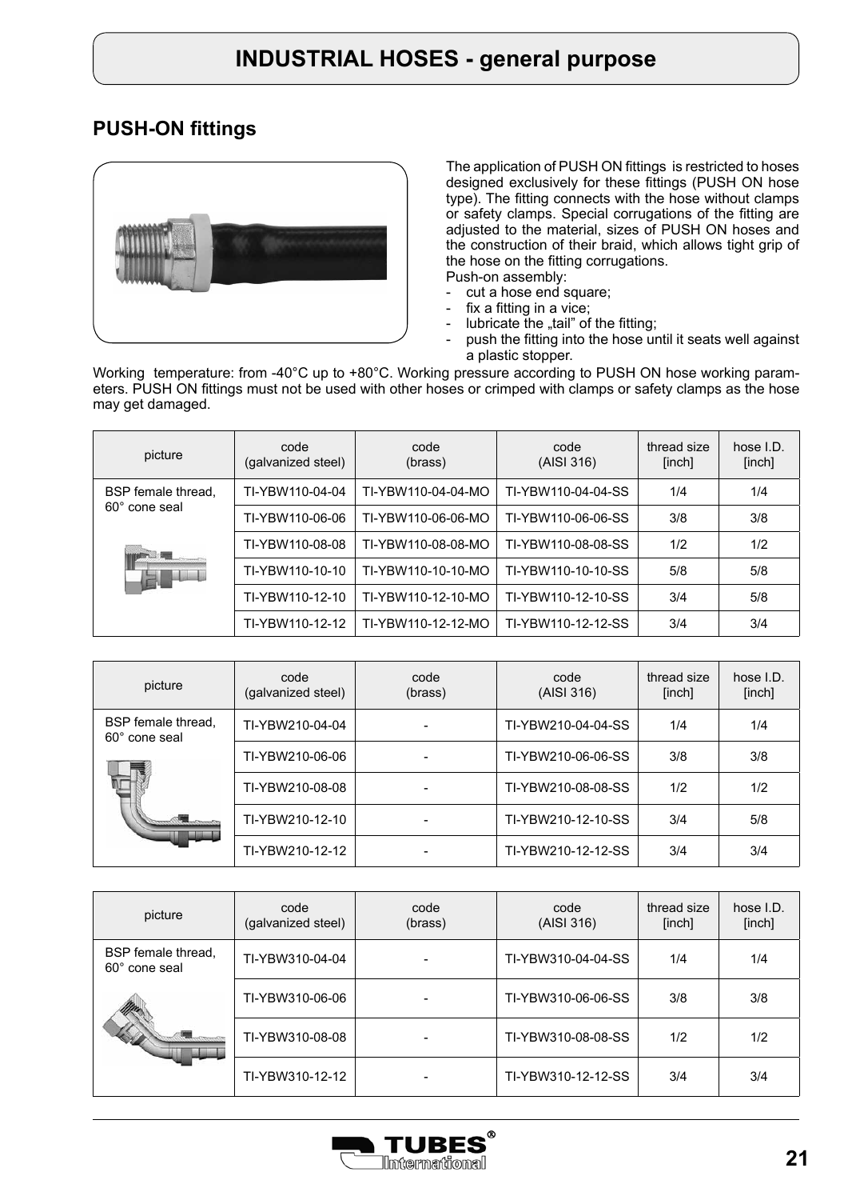# INDUSTRIAL HOSES - general purpose

## PUSH-ON fittings

The application of PUSH ON fittings is restricted to hoses designed exclusively for these fittings (PUSH ON hose type). The fitting connects with the hose without clamps or safety clamps. Special corrugations of the fitting are adjusted to the material, sizes of PUSH ON hoses and the construction of their braid, which allows tight grip of the hose on the fitting corrugations.

Push-on assembly:

- cut a hose end square;
- fix a fitting in a vice;
- lubricate the „tail" of the fitting;
- push the fitting into the hose until it seats well against a plastic stopper.

Working temperature: from -40°C up to +80°C. Working pressure according to PUSH ON hose working parameters. PUSH ON fittings must not be used with other hoses or crimped with clamps or safety clamps as the hose may get damaged.

| picture | code (galvanized steel) | code (brass) | code (AISI 316) | thread size [inch] | hose I.D. [inch] |
|---|---|---|---|---|---|
| BSP female thread, 60° cone seal | TI-YBW110-04-04 | TI-YBW110-04-04-MO | TI-YBW110-04-04-SS | 1/4 | 1/4 |
| | TI-YBW110-06-06 | TI-YBW110-06-06-MO | TI-YBW110-06-06-SS | 3/8 | 3/8 |
| | TI-YBW110-08-08 | TI-YBW110-08-08-MO | TI-YBW110-08-08-SS | 1/2 | 1/2 |
| | TI-YBW110-10-10 | TI-YBW110-10-10-MO | TI-YBW110-10-10-SS | 5/8 | 5/8 |
| | TI-YBW110-12-10 | TI-YBW110-12-10-MO | TI-YBW110-12-10-SS | 3/4 | 5/8 |
| | TI-YBW110-12-12 | TI-YBW110-12-12-MO | TI-YBW110-12-12-SS | 3/4 | 3/4 |

| picture | code (galvanized steel) | code (brass) | code (AISI 316) | thread size [inch] | hose I.D. [inch] |
|---|---|---|---|---|---|
| BSP female thread, 60° cone seal | TI-YBW210-04-04 | - | TI-YBW210-04-04-SS | 1/4 | 1/4 |
| | TI-YBW210-06-06 | - | TI-YBW210-06-06-SS | 3/8 | 3/8 |
| | TI-YBW210-08-08 | - | TI-YBW210-08-08-SS | 1/2 | 1/2 |
| | TI-YBW210-12-10 | - | TI-YBW210-12-10-SS | 3/4 | 5/8 |
| | TI-YBW210-12-12 | - | TI-YBW210-12-12-SS | 3/4 | 3/4 |

| picture | code (galvanized steel) | code (brass) | code (AISI 316) | thread size [inch] | hose I.D. [inch] |
|---|---|---|---|---|---|
| BSP female thread, 60° cone seal | TI-YBW310-04-04 | - | TI-YBW310-04-04-SS | 1/4 | 1/4 |
| | TI-YBW310-06-06 | - | TI-YBW310-06-06-SS | 3/8 | 3/8 |
| | TI-YBW310-08-08 | - | TI-YBW310-08-08-SS | 1/2 | 1/2 |
| | TI-YBW310-12-12 | - | TI-YBW310-12-12-SS | 3/4 | 3/4 |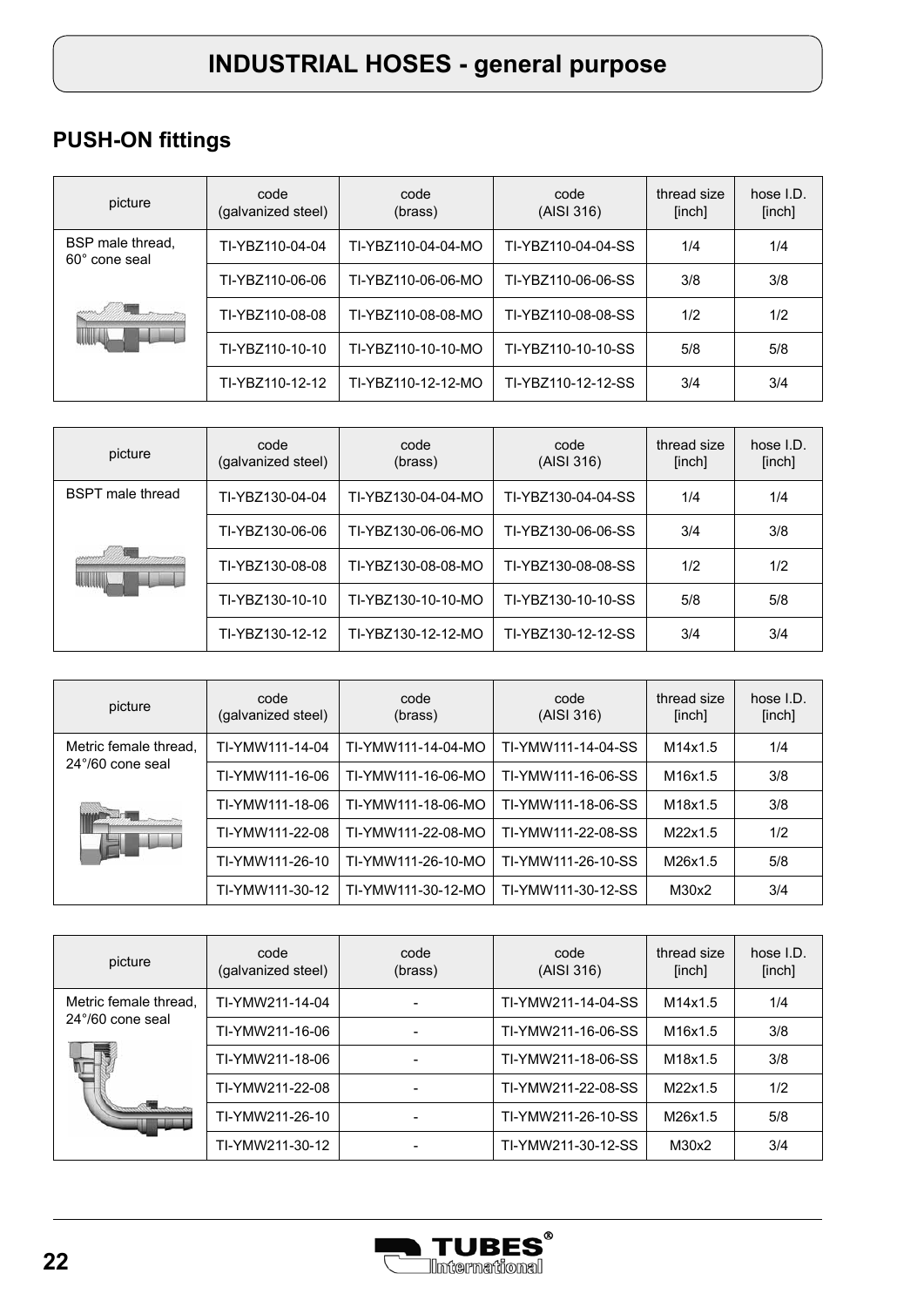# INDUSTRIAL HOSES - general purpose

## PUSH-ON fittings

| picture | code (galvanized steel) | code (brass) | code (AISI 316) | thread size [inch] | hose I.D. [inch] |
|---|---|---|---|---|---|
| BSP male thread, 60° cone seal | TI-YBZ110-04-04 | TI-YBZ110-04-04-MO | TI-YBZ110-04-04-SS | 1/4 | 1/4 |
| | TI-YBZ110-06-06 | TI-YBZ110-06-06-MO | TI-YBZ110-06-06-SS | 3/8 | 3/8 |
| | TI-YBZ110-08-08 | TI-YBZ110-08-08-MO | TI-YBZ110-08-08-SS | 1/2 | 1/2 |
| | TI-YBZ110-10-10 | TI-YBZ110-10-10-MO | TI-YBZ110-10-10-SS | 5/8 | 5/8 |
| | TI-YBZ110-12-12 | TI-YBZ110-12-12-MO | TI-YBZ110-12-12-SS | 3/4 | 3/4 |

| picture | code (galvanized steel) | code (brass) | code (AISI 316) | thread size [inch] | hose I.D. [inch] |
|---|---|---|---|---|---|
| BSPT male thread | TI-YBZ130-04-04 | TI-YBZ130-04-04-MO | TI-YBZ130-04-04-SS | 1/4 | 1/4 |
| | TI-YBZ130-06-06 | TI-YBZ130-06-06-MO | TI-YBZ130-06-06-SS | 3/4 | 3/8 |
| | TI-YBZ130-08-08 | TI-YBZ130-08-08-MO | TI-YBZ130-08-08-SS | 1/2 | 1/2 |
| | TI-YBZ130-10-10 | TI-YBZ130-10-10-MO | TI-YBZ130-10-10-SS | 5/8 | 5/8 |
| | TI-YBZ130-12-12 | TI-YBZ130-12-12-MO | TI-YBZ130-12-12-SS | 3/4 | 3/4 |

| picture | code (galvanized steel) | code (brass) | code (AISI 316) | thread size [inch] | hose I.D. [inch] |
|---|---|---|---|---|---|
| Metric female thread, 24°/60 cone seal | TI-YMW111-14-04 | TI-YMW111-14-04-MO | TI-YMW111-14-04-SS | M14x1.5 | 1/4 |
| | TI-YMW111-16-06 | TI-YMW111-16-06-MO | TI-YMW111-16-06-SS | M16x1.5 | 3/8 |
| | TI-YMW111-18-06 | TI-YMW111-18-06-MO | TI-YMW111-18-06-SS | M18x1.5 | 3/8 |
| | TI-YMW111-22-08 | TI-YMW111-22-08-MO | TI-YMW111-22-08-SS | M22x1.5 | 1/2 |
| | TI-YMW111-26-10 | TI-YMW111-26-10-MO | TI-YMW111-26-10-SS | M26x1.5 | 5/8 |
| | TI-YMW111-30-12 | TI-YMW111-30-12-MO | TI-YMW111-30-12-SS | M30x2 | 3/4 |

| picture | code (galvanized steel) | code (brass) | code (AISI 316) | thread size [inch] | hose I.D. [inch] |
|---|---|---|---|---|---|
| Metric female thread, 24°/60 cone seal | TI-YMW211-14-04 | - | TI-YMW211-14-04-SS | M14x1.5 | 1/4 |
| | TI-YMW211-16-06 | - | TI-YMW211-16-06-SS | M16x1.5 | 3/8 |
| | TI-YMW211-18-06 | - | TI-YMW211-18-06-SS | M18x1.5 | 3/8 |
| | TI-YMW211-22-08 | - | TI-YMW211-22-08-SS | M22x1.5 | 1/2 |
| | TI-YMW211-26-10 | - | TI-YMW211-26-10-SS | M26x1.5 | 5/8 |
| | TI-YMW211-30-12 | - | TI-YMW211-30-12-SS | M30x2 | 3/4 |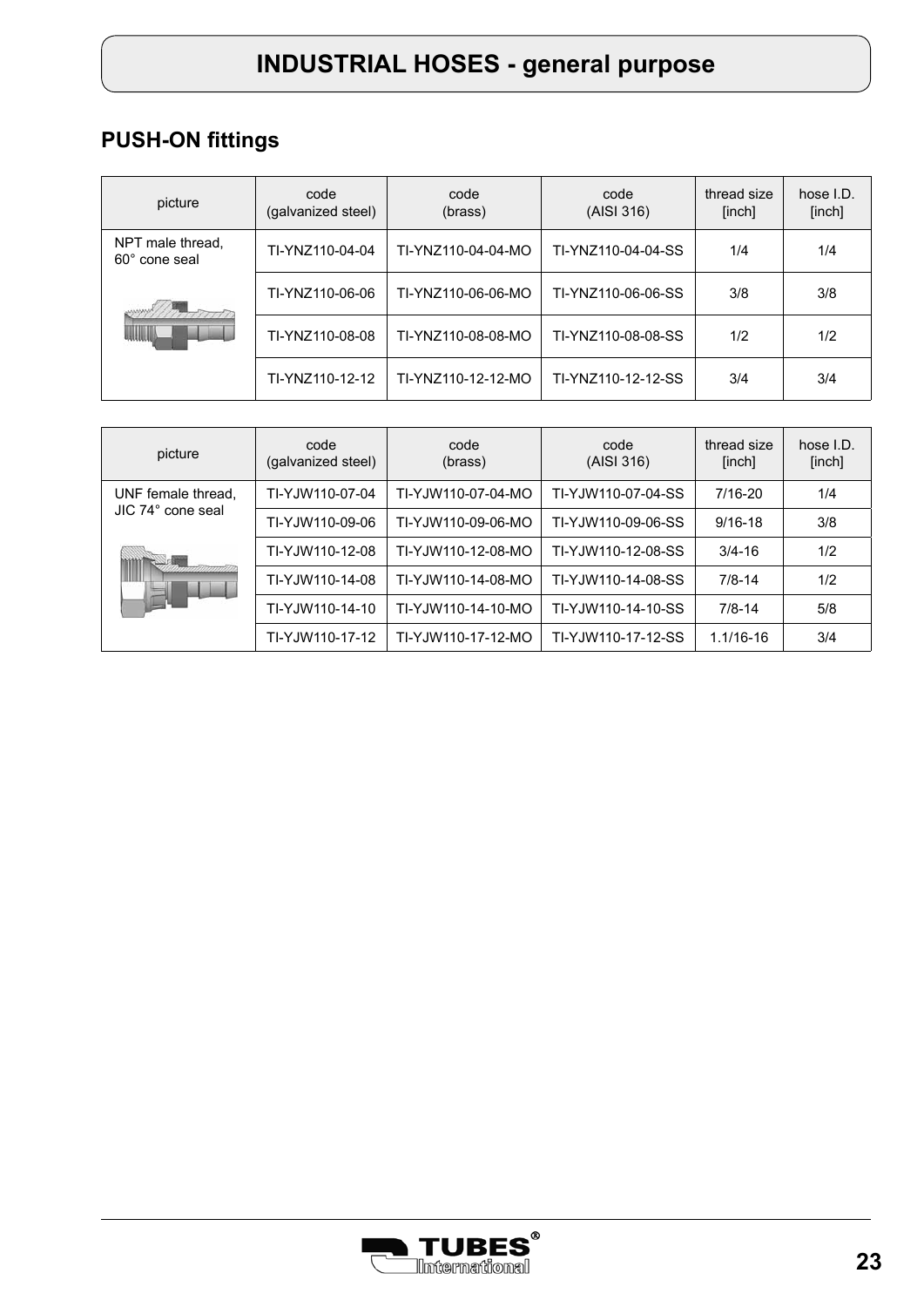# INDUSTRIAL HOSES - general purpose

## PUSH-ON fittings

| picture | code (galvanized steel) | code (brass) | code (AISI 316) | thread size [inch] | hose I.D. [inch] |
|---|---|---|---|---|---|
| NPT male thread, 60° cone seal | TI-YNZ110-04-04 | TI-YNZ110-04-04-MO | TI-YNZ110-04-04-SS | 1/4 | 1/4 |
| | TI-YNZ110-06-06 | TI-YNZ110-06-06-MO | TI-YNZ110-06-06-SS | 3/8 | 3/8 |
| | TI-YNZ110-08-08 | TI-YNZ110-08-08-MO | TI-YNZ110-08-08-SS | 1/2 | 1/2 |
| | TI-YNZ110-12-12 | TI-YNZ110-12-12-MO | TI-YNZ110-12-12-SS | 3/4 | 3/4 |

| picture | code (galvanized steel) | code (brass) | code (AISI 316) | thread size [inch] | hose I.D. [inch] |
|---|---|---|---|---|---|
| UNF female thread, JIC 74° cone seal | TI-YJW110-07-04 | TI-YJW110-07-04-MO | TI-YJW110-07-04-SS | 7/16-20 | 1/4 |
| | TI-YJW110-09-06 | TI-YJW110-09-06-MO | TI-YJW110-09-06-SS | 9/16-18 | 3/8 |
| | TI-YJW110-12-08 | TI-YJW110-12-08-MO | TI-YJW110-12-08-SS | 3/4-16 | 1/2 |
| | TI-YJW110-14-08 | TI-YJW110-14-08-MO | TI-YJW110-14-08-SS | 7/8-14 | 1/2 |
| | TI-YJW110-14-10 | TI-YJW110-14-10-MO | TI-YJW110-14-10-SS | 7/8-14 | 5/8 |
| | TI-YJW110-17-12 | TI-YJW110-17-12-MO | TI-YJW110-17-12-SS | 1.1/16-16 | 3/4 |